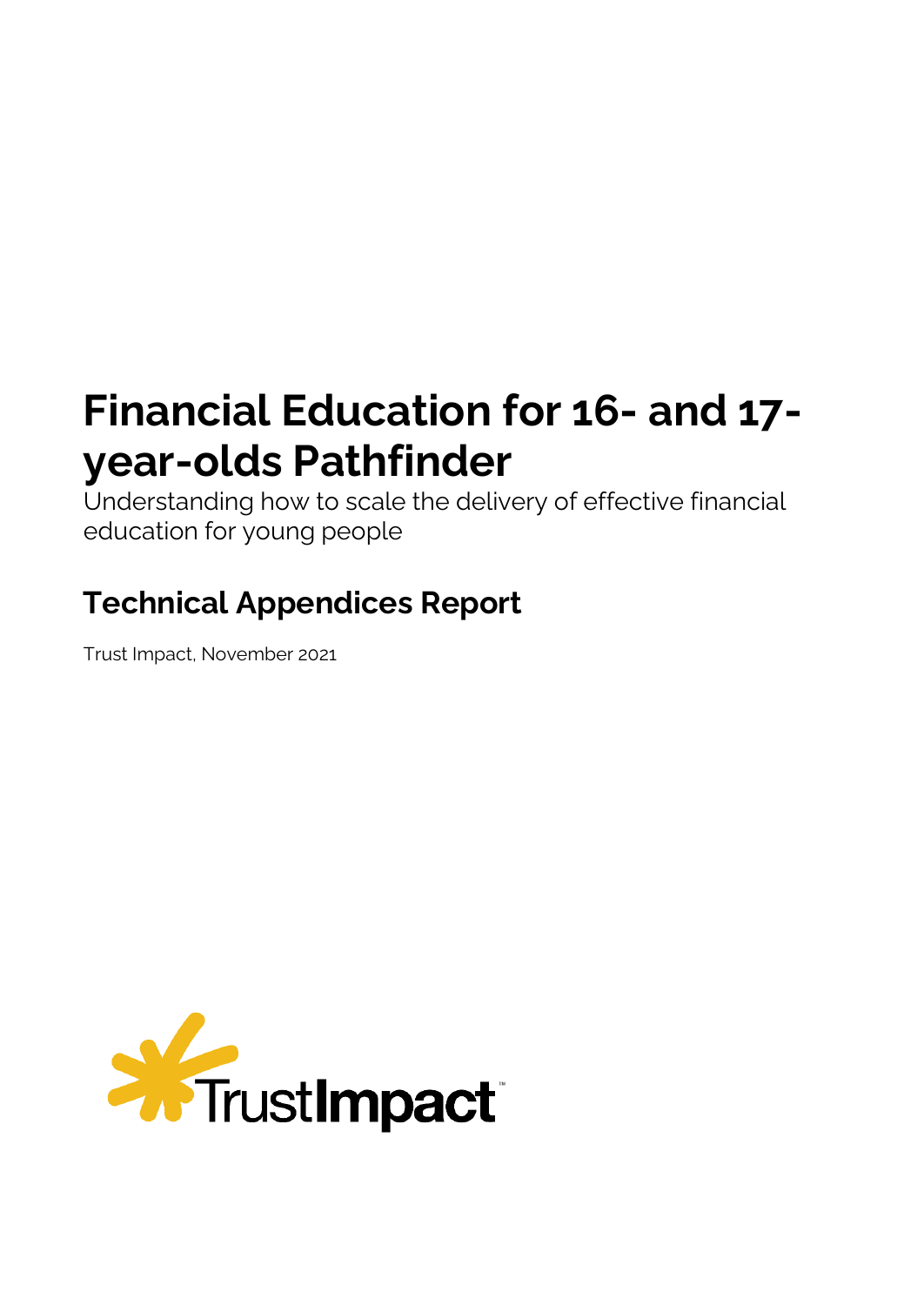# Financial Education for 16- and 17-year-olds Pathfinder

Understanding how to scale the delivery of effective financial education for young people

## Technical Appendices Report

Trust Impact, November 2021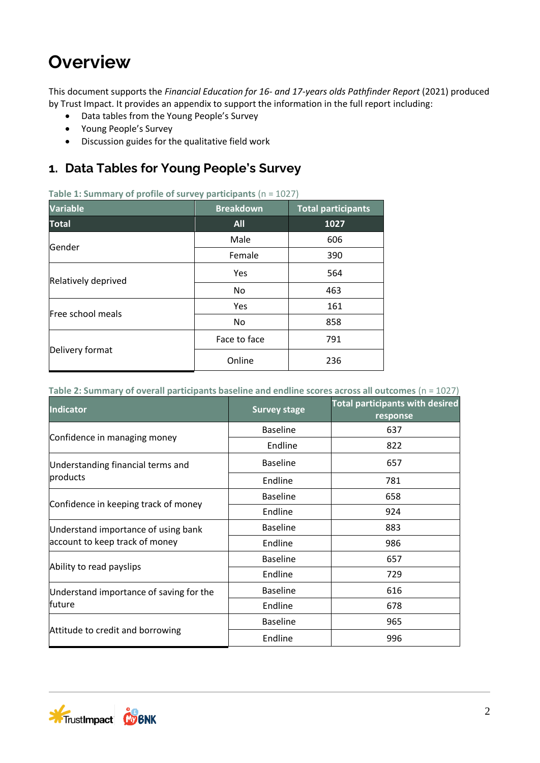# Overview

This document supports the *Financial Education for 16- and 17-years olds Pathfinder Report* (2021) produced by Trust Impact. It provides an appendix to support the information in the full report including:

- Data tables from the Young People's Survey
- Young People's Survey
- Discussion guides for the qualitative field work

## 1. Data Tables for Young People's Survey

**Table 1: Summary of profile of survey participants** (n = 1027)

| Variable | Breakdown | Total participants |
|---|---|---|
| **Total** | **All** | **1027** |
| Gender | Male | 606 |
| | Female | 390 |
| Relatively deprived | Yes | 564 |
| | No | 463 |
| Free school meals | Yes | 161 |
| | No | 858 |
| Delivery format | Face to face | 791 |
| | Online | 236 |

**Table 2: Summary of overall participants baseline and endline scores across all outcomes** (n = 1027)

| Indicator | Survey stage | Total participants with desired response |
|---|---|---|
| Confidence in managing money | Baseline | 637 |
| | Endline | 822 |
| Understanding financial terms and products | Baseline | 657 |
| | Endline | 781 |
| Confidence in keeping track of money | Baseline | 658 |
| | Endline | 924 |
| Understand importance of using bank account to keep track of money | Baseline | 883 |
| | Endline | 986 |
| Ability to read payslips | Baseline | 657 |
| | Endline | 729 |
| Understand importance of saving for the future | Baseline | 616 |
| | Endline | 678 |
| Attitude to credit and borrowing | Baseline | 965 |
| | Endline | 996 |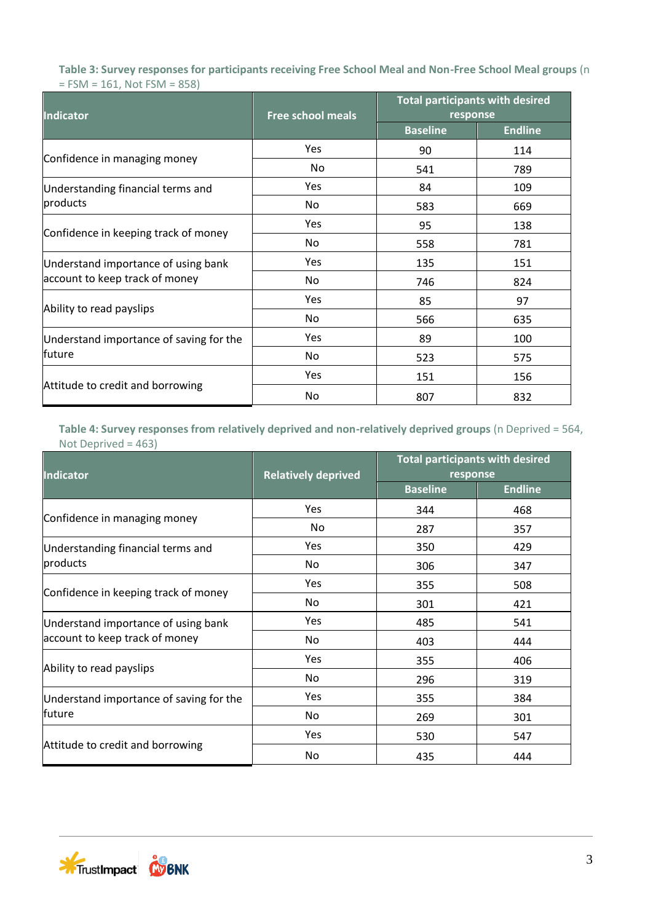**Table 3: Survey responses for participants receiving Free School Meal and Non-Free School Meal groups** (n = FSM = 161, Not FSM = 858)

| Indicator | Free school meals | Total participants with desired response | |
|---|---|---|---|
| | | Baseline | Endline |
| Confidence in managing money | Yes | 90 | 114 |
| | No | 541 | 789 |
| Understanding financial terms and products | Yes | 84 | 109 |
| | No | 583 | 669 |
| Confidence in keeping track of money | Yes | 95 | 138 |
| | No | 558 | 781 |
| Understand importance of using bank account to keep track of money | Yes | 135 | 151 |
| | No | 746 | 824 |
| Ability to read payslips | Yes | 85 | 97 |
| | No | 566 | 635 |
| Understand importance of saving for the future | Yes | 89 | 100 |
| | No | 523 | 575 |
| Attitude to credit and borrowing | Yes | 151 | 156 |
| | No | 807 | 832 |

**Table 4: Survey responses from relatively deprived and non-relatively deprived groups** (n Deprived = 564, Not Deprived = 463)

| Indicator | Relatively deprived | Total participants with desired response | |
|---|---|---|---|
| | | Baseline | Endline |
| Confidence in managing money | Yes | 344 | 468 |
| | No | 287 | 357 |
| Understanding financial terms and products | Yes | 350 | 429 |
| | No | 306 | 347 |
| Confidence in keeping track of money | Yes | 355 | 508 |
| | No | 301 | 421 |
| Understand importance of using bank account to keep track of money | Yes | 485 | 541 |
| | No | 403 | 444 |
| Ability to read payslips | Yes | 355 | 406 |
| | No | 296 | 319 |
| Understand importance of saving for the future | Yes | 355 | 384 |
| | No | 269 | 301 |
| Attitude to credit and borrowing | Yes | 530 | 547 |
| | No | 435 | 444 |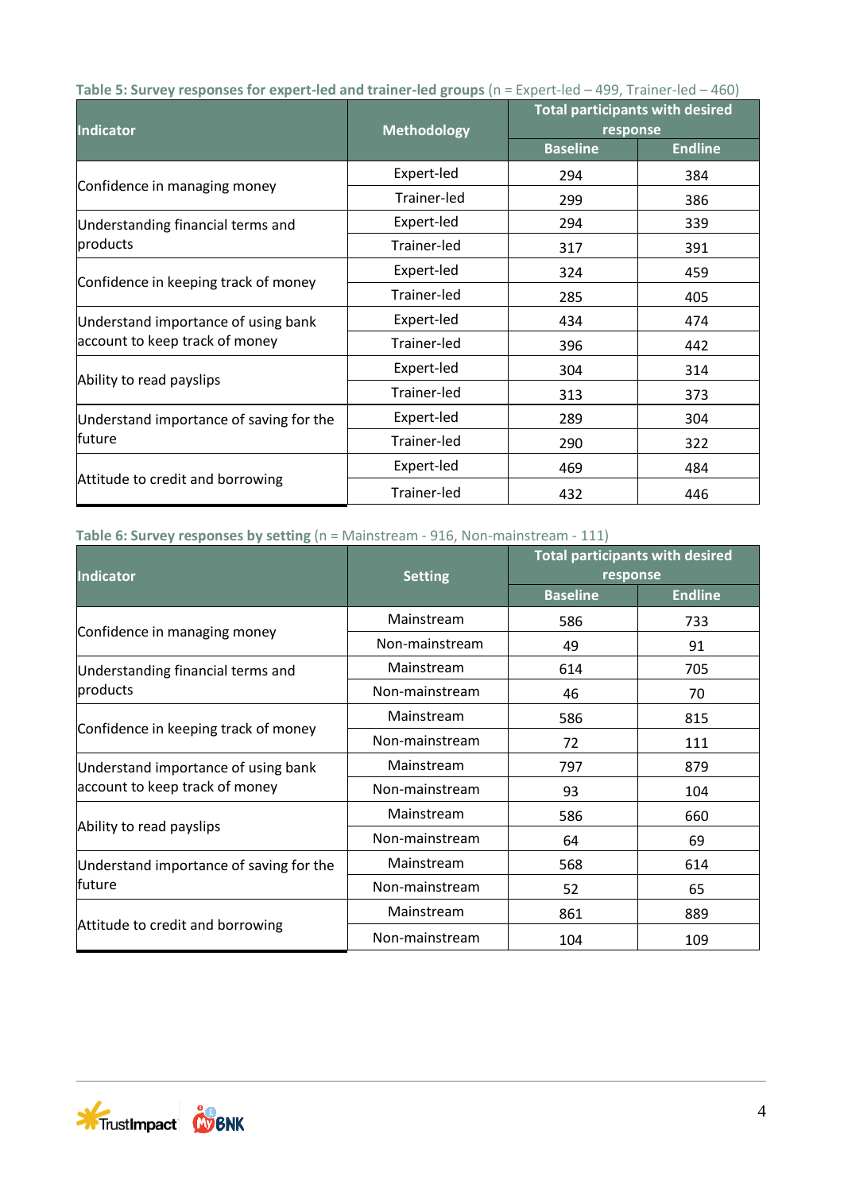**Table 5: Survey responses for expert-led and trainer-led groups** (n = Expert-led – 499, Trainer-led – 460)

| Indicator | Methodology | Total participants with desired response | |
|---|---|---|---|
| | | Baseline | Endline |
| Confidence in managing money | Expert-led | 294 | 384 |
| | Trainer-led | 299 | 386 |
| Understanding financial terms and products | Expert-led | 294 | 339 |
| | Trainer-led | 317 | 391 |
| Confidence in keeping track of money | Expert-led | 324 | 459 |
| | Trainer-led | 285 | 405 |
| Understand importance of using bank account to keep track of money | Expert-led | 434 | 474 |
| | Trainer-led | 396 | 442 |
| Ability to read payslips | Expert-led | 304 | 314 |
| | Trainer-led | 313 | 373 |
| Understand importance of saving for the future | Expert-led | 289 | 304 |
| | Trainer-led | 290 | 322 |
| Attitude to credit and borrowing | Expert-led | 469 | 484 |
| | Trainer-led | 432 | 446 |

**Table 6: Survey responses by setting** (n = Mainstream - 916, Non-mainstream - 111)

| Indicator | Setting | Total participants with desired response | |
|---|---|---|---|
| | | Baseline | Endline |
| Confidence in managing money | Mainstream | 586 | 733 |
| | Non-mainstream | 49 | 91 |
| Understanding financial terms and products | Mainstream | 614 | 705 |
| | Non-mainstream | 46 | 70 |
| Confidence in keeping track of money | Mainstream | 586 | 815 |
| | Non-mainstream | 72 | 111 |
| Understand importance of using bank account to keep track of money | Mainstream | 797 | 879 |
| | Non-mainstream | 93 | 104 |
| Ability to read payslips | Mainstream | 586 | 660 |
| | Non-mainstream | 64 | 69 |
| Understand importance of saving for the future | Mainstream | 568 | 614 |
| | Non-mainstream | 52 | 65 |
| Attitude to credit and borrowing | Mainstream | 861 | 889 |
| | Non-mainstream | 104 | 109 |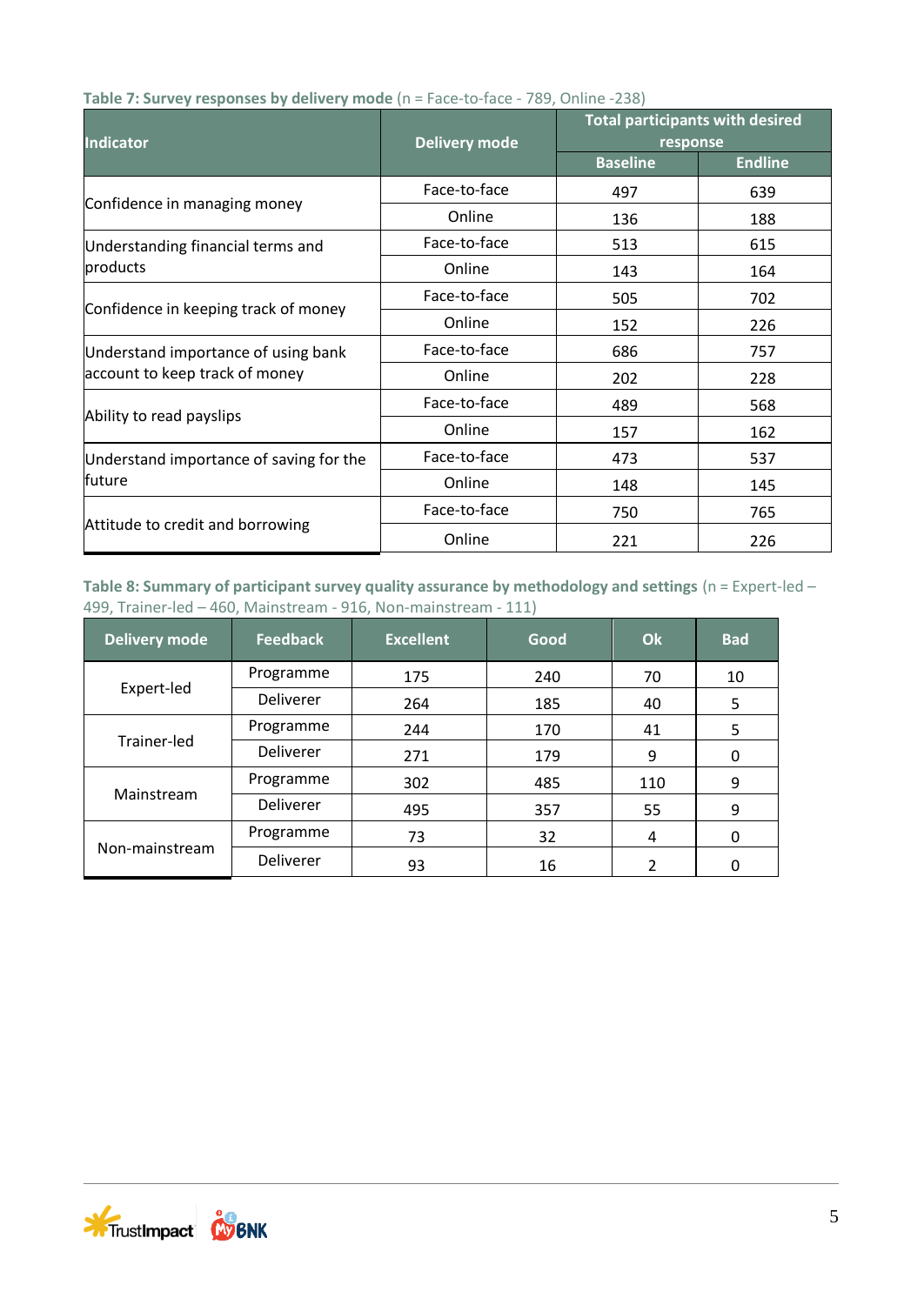**Table 7: Survey responses by delivery mode** (n = Face-to-face - 789, Online -238)

| Indicator | Delivery mode | Total participants with desired response | |
|---|---|---|---|
| | | Baseline | Endline |
| Confidence in managing money | Face-to-face | 497 | 639 |
| | Online | 136 | 188 |
| Understanding financial terms and products | Face-to-face | 513 | 615 |
| | Online | 143 | 164 |
| Confidence in keeping track of money | Face-to-face | 505 | 702 |
| | Online | 152 | 226 |
| Understand importance of using bank account to keep track of money | Face-to-face | 686 | 757 |
| | Online | 202 | 228 |
| Ability to read payslips | Face-to-face | 489 | 568 |
| | Online | 157 | 162 |
| Understand importance of saving for the future | Face-to-face | 473 | 537 |
| | Online | 148 | 145 |
| Attitude to credit and borrowing | Face-to-face | 750 | 765 |
| | Online | 221 | 226 |

**Table 8: Summary of participant survey quality assurance by methodology and settings** (n = Expert-led – 499, Trainer-led – 460, Mainstream - 916, Non-mainstream - 111)

| Delivery mode | Feedback | Excellent | Good | Ok | Bad |
|---|---|---|---|---|---|
| Expert-led | Programme | 175 | 240 | 70 | 10 |
| | Deliverer | 264 | 185 | 40 | 5 |
| Trainer-led | Programme | 244 | 170 | 41 | 5 |
| | Deliverer | 271 | 179 | 9 | 0 |
| Mainstream | Programme | 302 | 485 | 110 | 9 |
| | Deliverer | 495 | 357 | 55 | 9 |
| Non-mainstream | Programme | 73 | 32 | 4 | 0 |
| | Deliverer | 93 | 16 | 2 | 0 |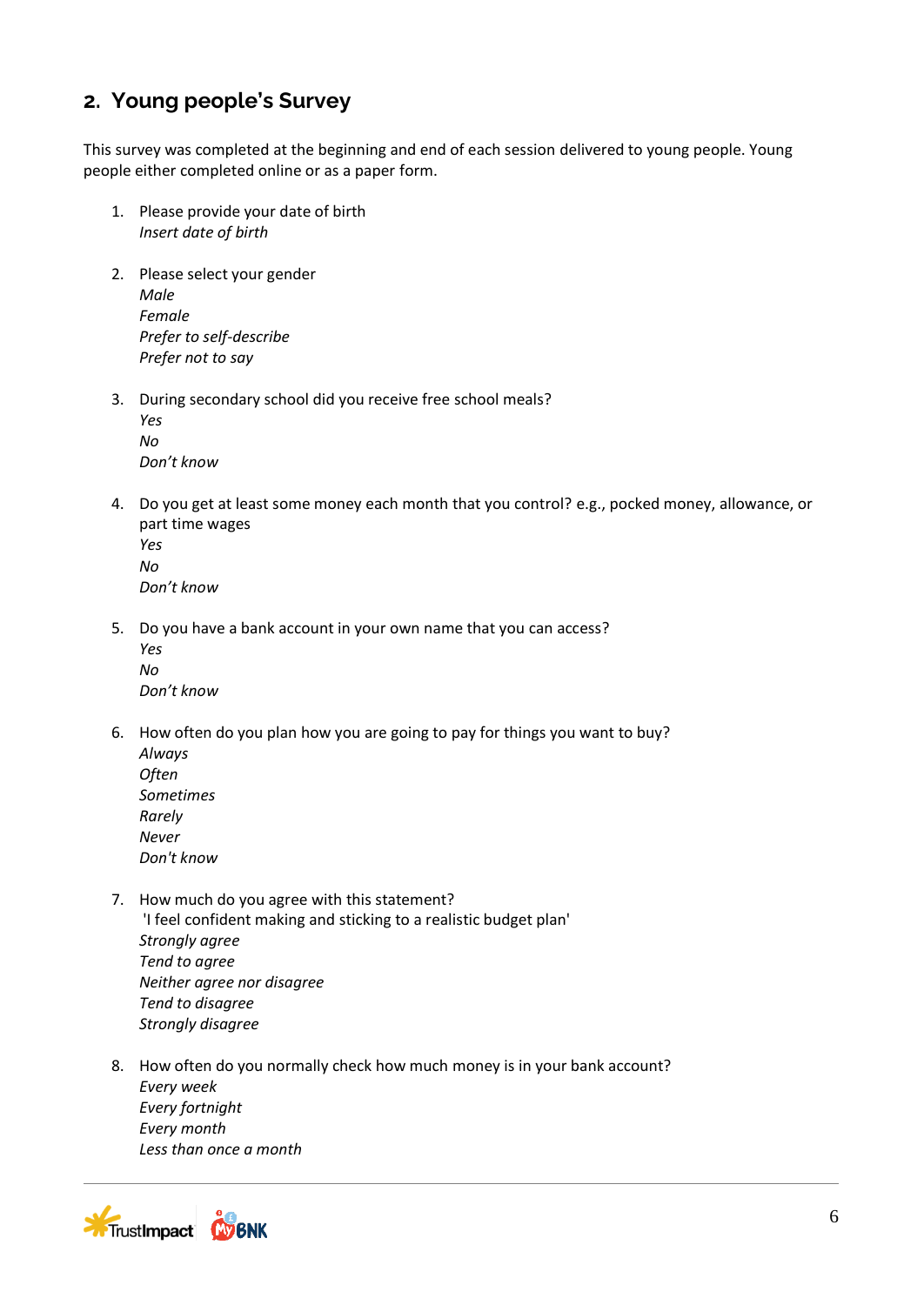## 2. Young people's Survey

This survey was completed at the beginning and end of each session delivered to young people. Young people either completed online or as a paper form.

1. Please provide your date of birth
   *Insert date of birth*

2. Please select your gender
   *Male*
   *Female*
   *Prefer to self-describe*
   *Prefer not to say*

3. During secondary school did you receive free school meals?
   *Yes*
   *No*
   *Don't know*

4. Do you get at least some money each month that you control? e.g., pocked money, allowance, or part time wages
   *Yes*
   *No*
   *Don't know*

5. Do you have a bank account in your own name that you can access?
   *Yes*
   *No*
   *Don't know*

6. How often do you plan how you are going to pay for things you want to buy?
   *Always*
   *Often*
   *Sometimes*
   *Rarely*
   *Never*
   *Don't know*

7. How much do you agree with this statement?
   'I feel confident making and sticking to a realistic budget plan'
   *Strongly agree*
   *Tend to agree*
   *Neither agree nor disagree*
   *Tend to disagree*
   *Strongly disagree*

8. How often do you normally check how much money is in your bank account?
   *Every week*
   *Every fortnight*
   *Every month*
   *Less than once a month*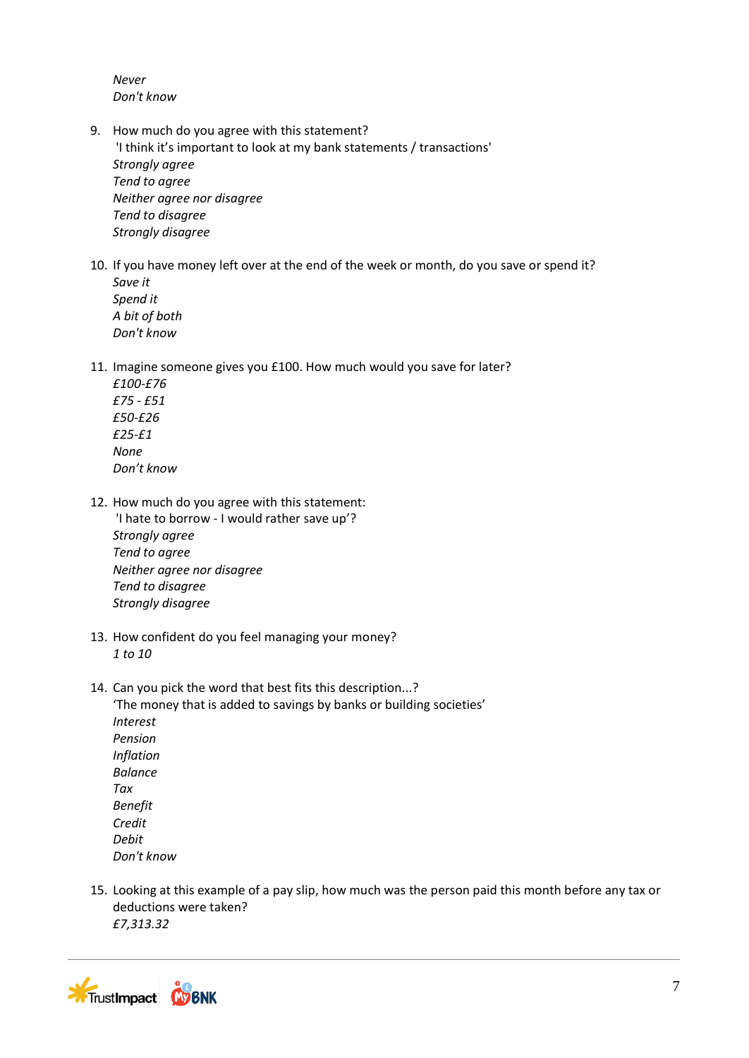*Never*
*Don't know*

9. How much do you agree with this statement?
 'I think it's important to look at my bank statements / transactions'
 *Strongly agree*
 *Tend to agree*
 *Neither agree nor disagree*
 *Tend to disagree*
 *Strongly disagree*

10. If you have money left over at the end of the week or month, do you save or spend it?
 *Save it*
 *Spend it*
 *A bit of both*
 *Don't know*

11. Imagine someone gives you £100. How much would you save for later?
 *£100-£76*
 *£75 - £51*
 *£50-£26*
 *£25-£1*
 *None*
 *Don't know*

12. How much do you agree with this statement:
 'I hate to borrow - I would rather save up'?
 *Strongly agree*
 *Tend to agree*
 *Neither agree nor disagree*
 *Tend to disagree*
 *Strongly disagree*

13. How confident do you feel managing your money?
 *1 to 10*

14. Can you pick the word that best fits this description...?
 'The money that is added to savings by banks or building societies'
 *Interest*
 *Pension*
 *Inflation*
 *Balance*
 *Tax*
 *Benefit*
 *Credit*
 *Debit*
 *Don't know*

15. Looking at this example of a pay slip, how much was the person paid this month before any tax or deductions were taken?
 *£7,313.32*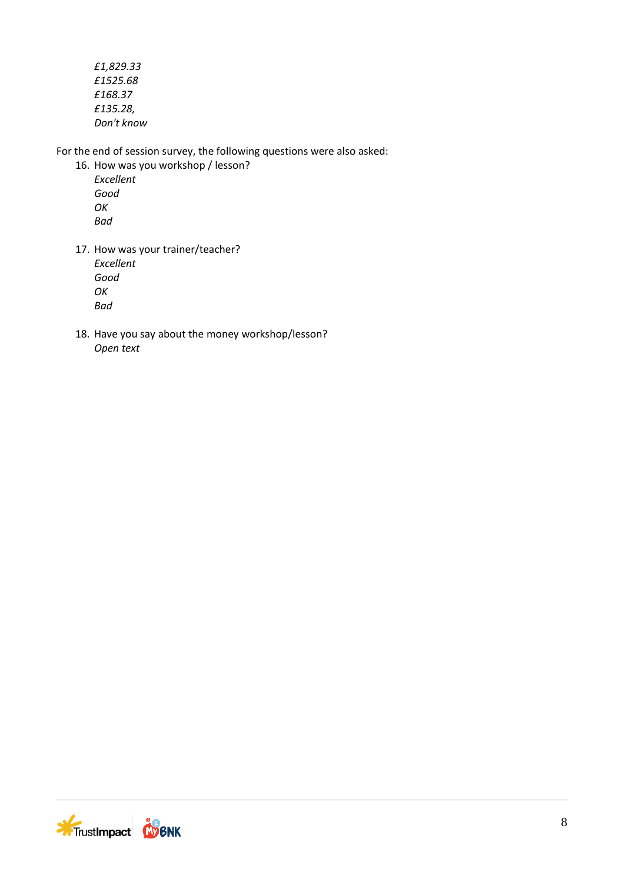*£1,829.33*
*£1525.68*
*£168.37*
*£135.28,*
*Don't know*

For the end of session survey, the following questions were also asked:

16. How was you workshop / lesson?
    *Excellent*
    *Good*
    *OK*
    *Bad*

17. How was your trainer/teacher?
    *Excellent*
    *Good*
    *OK*
    *Bad*

18. Have you say about the money workshop/lesson?
    *Open text*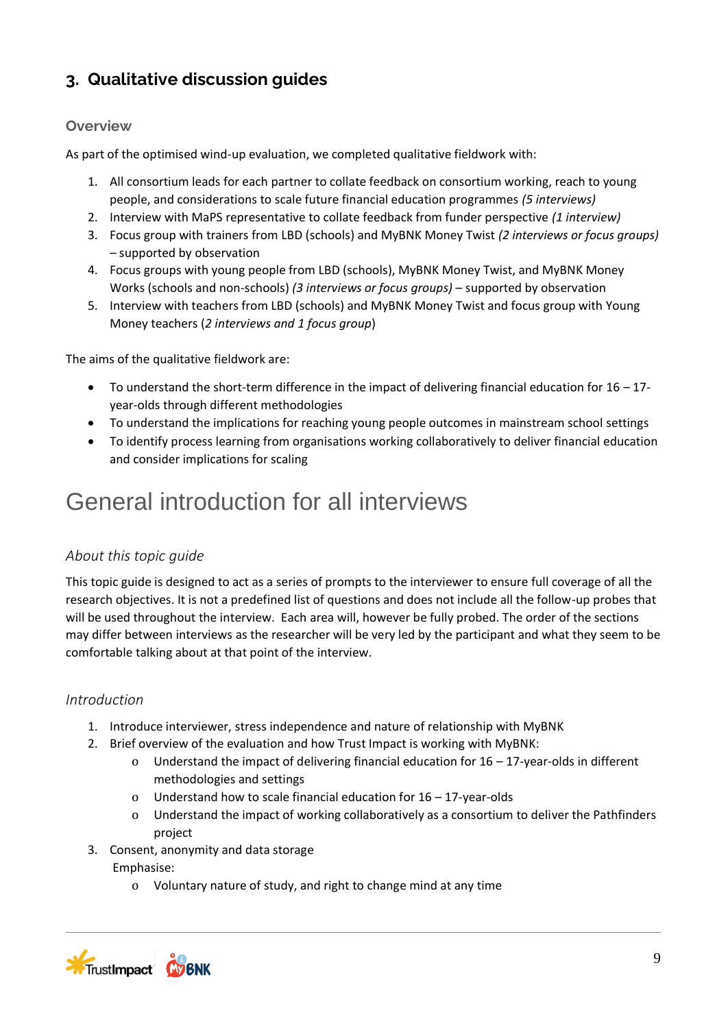## 3. Qualitative discussion guides

### Overview

As part of the optimised wind-up evaluation, we completed qualitative fieldwork with:

1. All consortium leads for each partner to collate feedback on consortium working, reach to young people, and considerations to scale future financial education programmes *(5 interviews)*
2. Interview with MaPS representative to collate feedback from funder perspective *(1 interview)*
3. Focus group with trainers from LBD (schools) and MyBNK Money Twist *(2 interviews or focus groups)* – supported by observation
4. Focus groups with young people from LBD (schools), MyBNK Money Twist, and MyBNK Money Works (schools and non-schools) *(3 interviews or focus groups)* – supported by observation
5. Interview with teachers from LBD (schools) and MyBNK Money Twist and focus group with Young Money teachers (*2 interviews and 1 focus group*)

The aims of the qualitative fieldwork are:

- To understand the short-term difference in the impact of delivering financial education for 16 – 17-year-olds through different methodologies
- To understand the implications for reaching young people outcomes in mainstream school settings
- To identify process learning from organisations working collaboratively to deliver financial education and consider implications for scaling

# General introduction for all interviews

### *About this topic guide*

This topic guide is designed to act as a series of prompts to the interviewer to ensure full coverage of all the research objectives. It is not a predefined list of questions and does not include all the follow-up probes that will be used throughout the interview. Each area will, however be fully probed. The order of the sections may differ between interviews as the researcher will be very led by the participant and what they seem to be comfortable talking about at that point of the interview.

### *Introduction*

1. Introduce interviewer, stress independence and nature of relationship with MyBNK
2. Brief overview of the evaluation and how Trust Impact is working with MyBNK:
   - Understand the impact of delivering financial education for 16 – 17-year-olds in different methodologies and settings
   - Understand how to scale financial education for 16 – 17-year-olds
   - Understand the impact of working collaboratively as a consortium to deliver the Pathfinders project
3. Consent, anonymity and data storage
   Emphasise:
   - Voluntary nature of study, and right to change mind at any time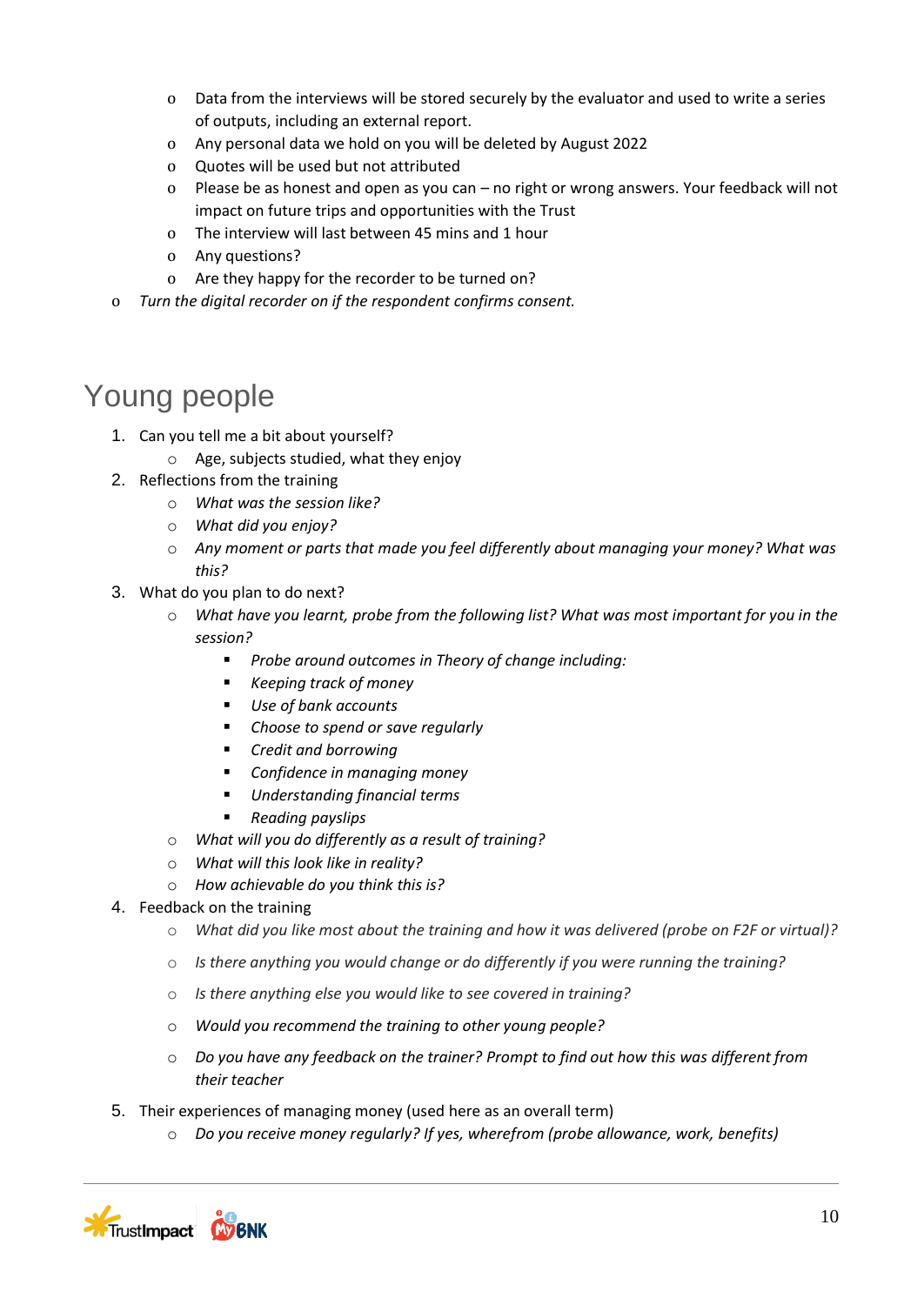- Data from the interviews will be stored securely by the evaluator and used to write a series of outputs, including an external report.
   - Any personal data we hold on you will be deleted by August 2022
   - Quotes will be used but not attributed
   - Please be as honest and open as you can – no right or wrong answers. Your feedback will not impact on future trips and opportunities with the Trust
   - The interview will last between 45 mins and 1 hour
   - Any questions?
   - Are they happy for the recorder to be turned on?
- *Turn the digital recorder on if the respondent confirms consent.*

# Young people

1. Can you tell me a bit about yourself?
   - Age, subjects studied, what they enjoy
2. Reflections from the training
   - *What was the session like?*
   - *What did you enjoy?*
   - *Any moment or parts that made you feel differently about managing your money? What was this?*
3. What do you plan to do next?
   - *What have you learnt, probe from the following list? What was most important for you in the session?*
     - *Probe around outcomes in Theory of change including:*
     - *Keeping track of money*
     - *Use of bank accounts*
     - *Choose to spend or save regularly*
     - *Credit and borrowing*
     - *Confidence in managing money*
     - *Understanding financial terms*
     - *Reading payslips*
   - *What will you do differently as a result of training?*
   - *What will this look like in reality?*
   - *How achievable do you think this is?*
4. Feedback on the training
   - *What did you like most about the training and how it was delivered (probe on F2F or virtual)?*
   - *Is there anything you would change or do differently if you were running the training?*
   - *Is there anything else you would like to see covered in training?*
   - *Would you recommend the training to other young people?*
   - *Do you have any feedback on the trainer? Prompt to find out how this was different from their teacher*
5. Their experiences of managing money (used here as an overall term)
   - *Do you receive money regularly? If yes, wherefrom (probe allowance, work, benefits)*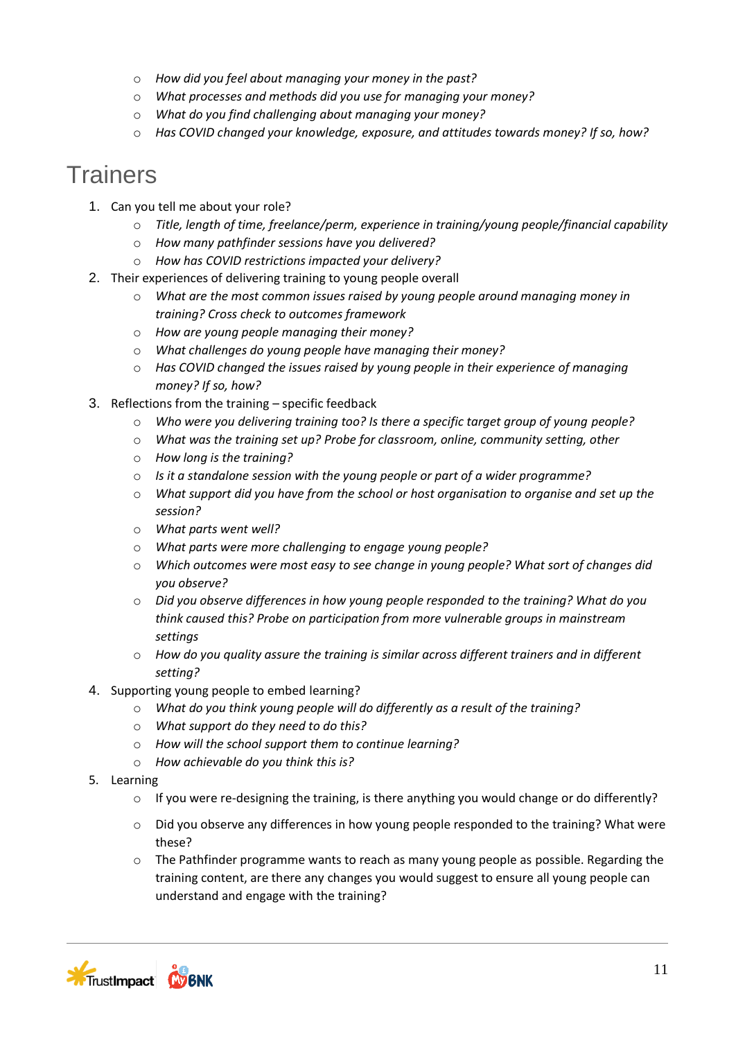- *How did you feel about managing your money in the past?*
- *What processes and methods did you use for managing your money?*
- *What do you find challenging about managing your money?*
- *Has COVID changed your knowledge, exposure, and attitudes towards money? If so, how?*

# Trainers

1. Can you tell me about your role?
   - *Title, length of time, freelance/perm, experience in training/young people/financial capability*
   - *How many pathfinder sessions have you delivered?*
   - *How has COVID restrictions impacted your delivery?*
2. Their experiences of delivering training to young people overall
   - *What are the most common issues raised by young people around managing money in training? Cross check to outcomes framework*
   - *How are young people managing their money?*
   - *What challenges do young people have managing their money?*
   - *Has COVID changed the issues raised by young people in their experience of managing money? If so, how?*
3. Reflections from the training – specific feedback
   - *Who were you delivering training too? Is there a specific target group of young people?*
   - *What was the training set up? Probe for classroom, online, community setting, other*
   - *How long is the training?*
   - *Is it a standalone session with the young people or part of a wider programme?*
   - *What support did you have from the school or host organisation to organise and set up the session?*
   - *What parts went well?*
   - *What parts were more challenging to engage young people?*
   - *Which outcomes were most easy to see change in young people? What sort of changes did you observe?*
   - *Did you observe differences in how young people responded to the training? What do you think caused this? Probe on participation from more vulnerable groups in mainstream settings*
   - *How do you quality assure the training is similar across different trainers and in different setting?*
4. Supporting young people to embed learning?
   - *What do you think young people will do differently as a result of the training?*
   - *What support do they need to do this?*
   - *How will the school support them to continue learning?*
   - *How achievable do you think this is?*
5. Learning
   - If you were re-designing the training, is there anything you would change or do differently?
   - Did you observe any differences in how young people responded to the training? What were these?
   - The Pathfinder programme wants to reach as many young people as possible. Regarding the training content, are there any changes you would suggest to ensure all young people can understand and engage with the training?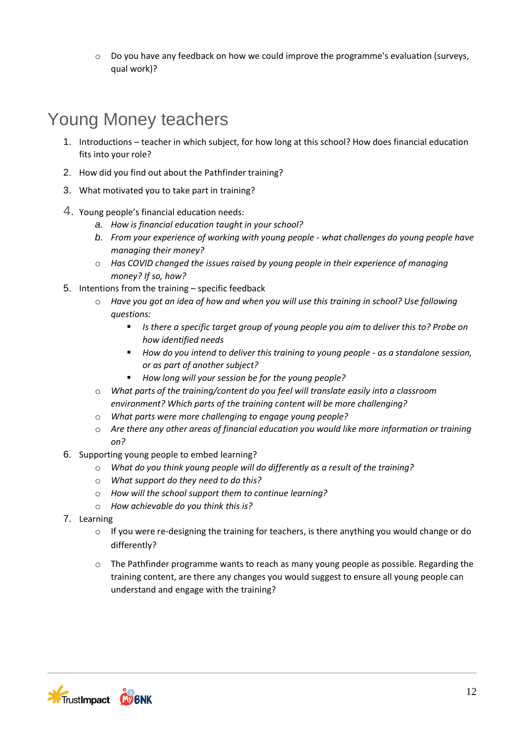- Do you have any feedback on how we could improve the programme's evaluation (surveys, qual work)?

## Young Money teachers

1. Introductions – teacher in which subject, for how long at this school? How does financial education fits into your role?
2. How did you find out about the Pathfinder training?
3. What motivated you to take part in training?
4. Young people's financial education needs:
   a. *How is financial education taught in your school?*
   b. *From your experience of working with young people - what challenges do young people have managing their money?*
   - *Has COVID changed the issues raised by young people in their experience of managing money? If so, how?*
5. Intentions from the training – specific feedback
   - *Have you got an idea of how and when you will use this training in school? Use following questions:*
     - *Is there a specific target group of young people you aim to deliver this to? Probe on how identified needs*
     - *How do you intend to deliver this training to young people - as a standalone session, or as part of another subject?*
     - *How long will your session be for the young people?*
   - *What parts of the training/content do you feel will translate easily into a classroom environment? Which parts of the training content will be more challenging?*
   - *What parts were more challenging to engage young people?*
   - *Are there any other areas of financial education you would like more information or training on?*
6. Supporting young people to embed learning?
   - *What do you think young people will do differently as a result of the training?*
   - *What support do they need to do this?*
   - *How will the school support them to continue learning?*
   - *How achievable do you think this is?*
7. Learning
   - If you were re-designing the training for teachers, is there anything you would change or do differently?
   - The Pathfinder programme wants to reach as many young people as possible. Regarding the training content, are there any changes you would suggest to ensure all young people can understand and engage with the training?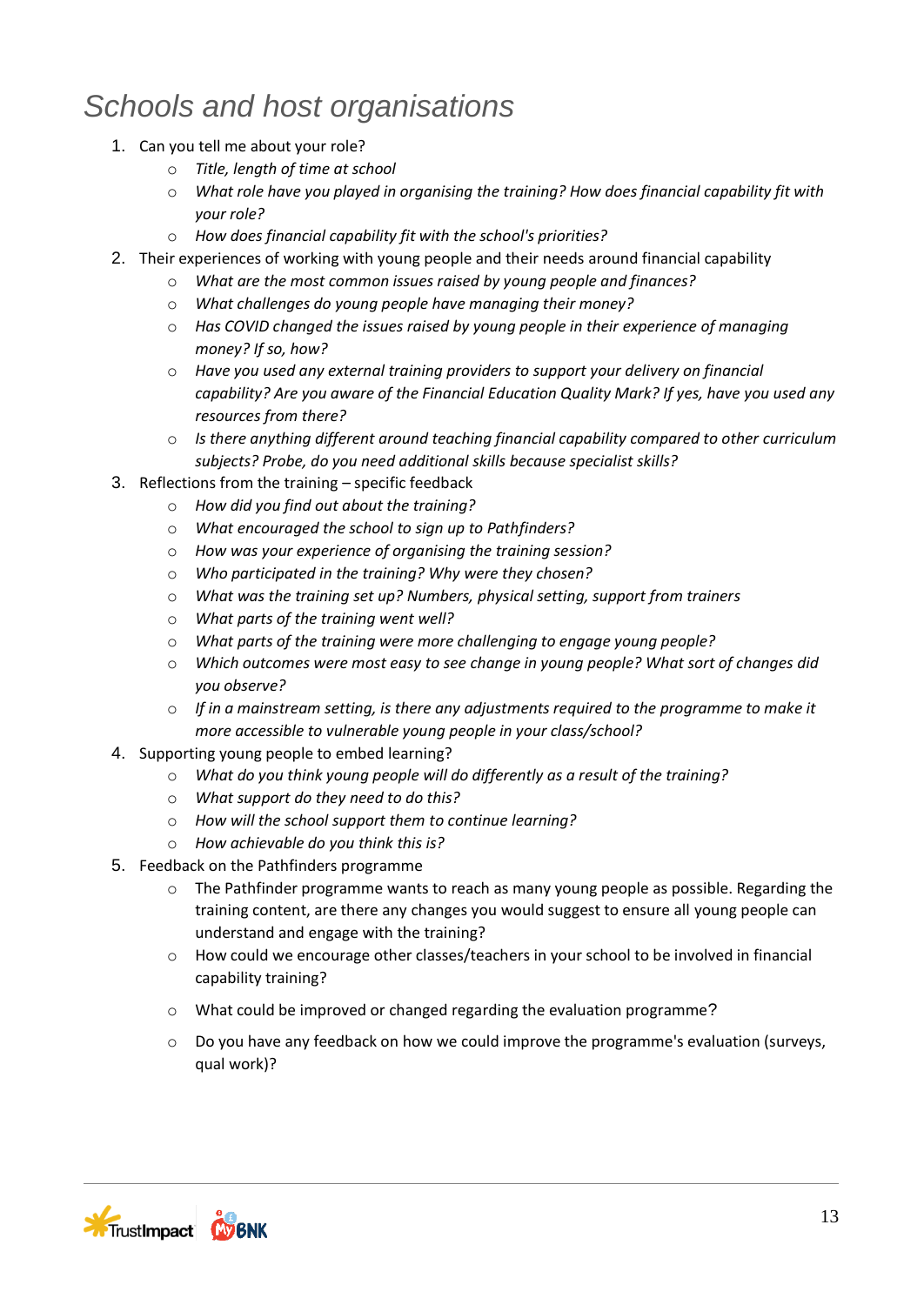# *Schools and host organisations*

1. Can you tell me about your role?
    - *Title, length of time at school*
    - *What role have you played in organising the training? How does financial capability fit with your role?*
    - *How does financial capability fit with the school's priorities?*
2. Their experiences of working with young people and their needs around financial capability
    - *What are the most common issues raised by young people and finances?*
    - *What challenges do young people have managing their money?*
    - *Has COVID changed the issues raised by young people in their experience of managing money? If so, how?*
    - *Have you used any external training providers to support your delivery on financial capability? Are you aware of the Financial Education Quality Mark? If yes, have you used any resources from there?*
    - *Is there anything different around teaching financial capability compared to other curriculum subjects? Probe, do you need additional skills because specialist skills?*
3. Reflections from the training – specific feedback
    - *How did you find out about the training?*
    - *What encouraged the school to sign up to Pathfinders?*
    - *How was your experience of organising the training session?*
    - *Who participated in the training? Why were they chosen?*
    - *What was the training set up? Numbers, physical setting, support from trainers*
    - *What parts of the training went well?*
    - *What parts of the training were more challenging to engage young people?*
    - *Which outcomes were most easy to see change in young people? What sort of changes did you observe?*
    - *If in a mainstream setting, is there any adjustments required to the programme to make it more accessible to vulnerable young people in your class/school?*
4. Supporting young people to embed learning?
    - *What do you think young people will do differently as a result of the training?*
    - *What support do they need to do this?*
    - *How will the school support them to continue learning?*
    - *How achievable do you think this is?*
5. Feedback on the Pathfinders programme
    - The Pathfinder programme wants to reach as many young people as possible. Regarding the training content, are there any changes you would suggest to ensure all young people can understand and engage with the training?
    - How could we encourage other classes/teachers in your school to be involved in financial capability training?
    - What could be improved or changed regarding the evaluation programme?
    - Do you have any feedback on how we could improve the programme's evaluation (surveys, qual work)?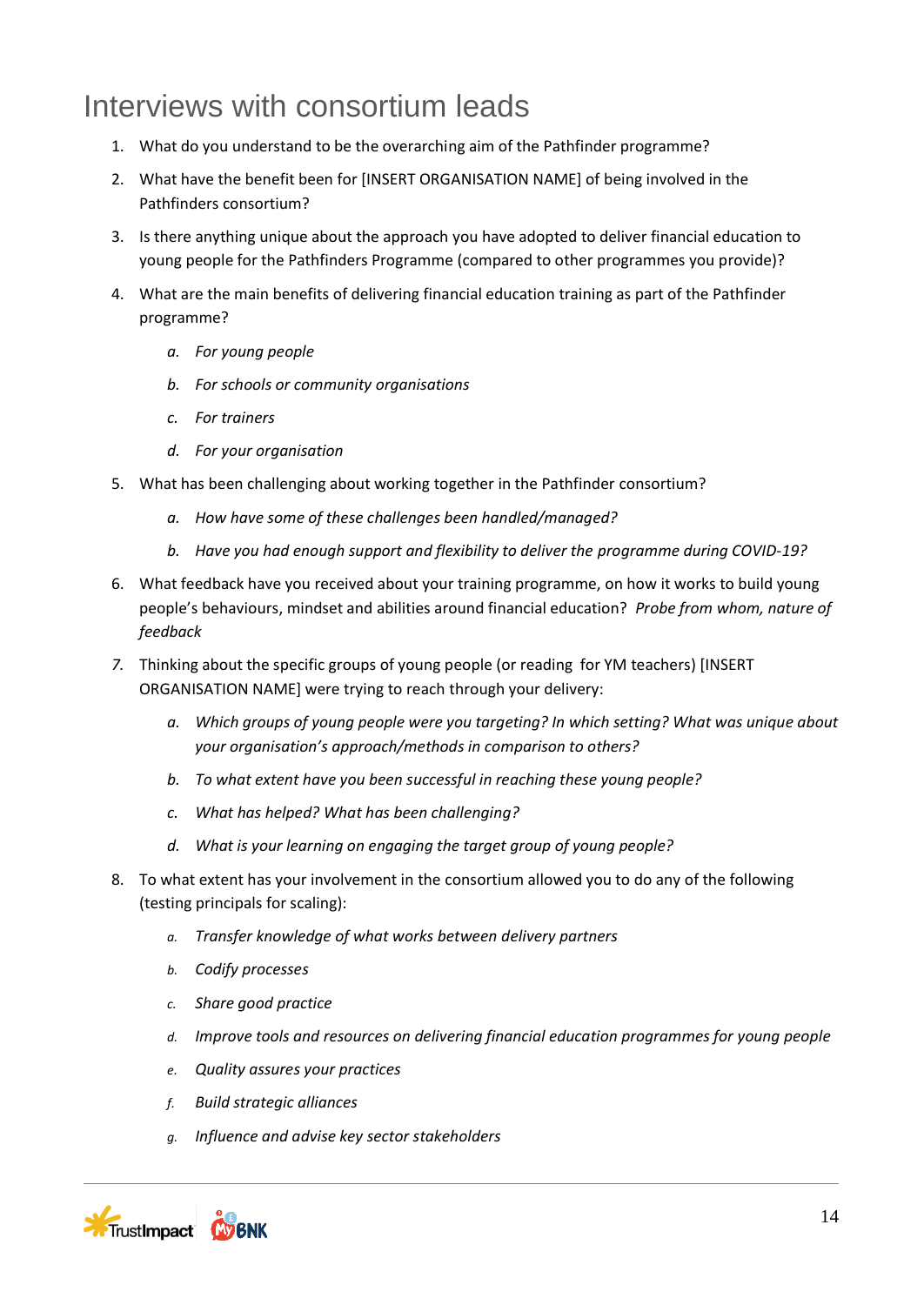# Interviews with consortium leads

1. What do you understand to be the overarching aim of the Pathfinder programme?
2. What have the benefit been for [INSERT ORGANISATION NAME] of being involved in the Pathfinders consortium?
3. Is there anything unique about the approach you have adopted to deliver financial education to young people for the Pathfinders Programme (compared to other programmes you provide)?
4. What are the main benefits of delivering financial education training as part of the Pathfinder programme?
   a. *For young people*
   b. *For schools or community organisations*
   c. *For trainers*
   d. *For your organisation*
5. What has been challenging about working together in the Pathfinder consortium?
   a. *How have some of these challenges been handled/managed?*
   b. *Have you had enough support and flexibility to deliver the programme during COVID-19?*
6. What feedback have you received about your training programme, on how it works to build young people's behaviours, mindset and abilities around financial education? *Probe from whom, nature of feedback*
7. Thinking about the specific groups of young people (or reading for YM teachers) [INSERT ORGANISATION NAME] were trying to reach through your delivery:
   a. *Which groups of young people were you targeting? In which setting? What was unique about your organisation's approach/methods in comparison to others?*
   b. *To what extent have you been successful in reaching these young people?*
   c. *What has helped? What has been challenging?*
   d. *What is your learning on engaging the target group of young people?*
8. To what extent has your involvement in the consortium allowed you to do any of the following (testing principals for scaling):
   a. *Transfer knowledge of what works between delivery partners*
   b. *Codify processes*
   c. *Share good practice*
   d. *Improve tools and resources on delivering financial education programmes for young people*
   e. *Quality assures your practices*
   f. *Build strategic alliances*
   g. *Influence and advise key sector stakeholders*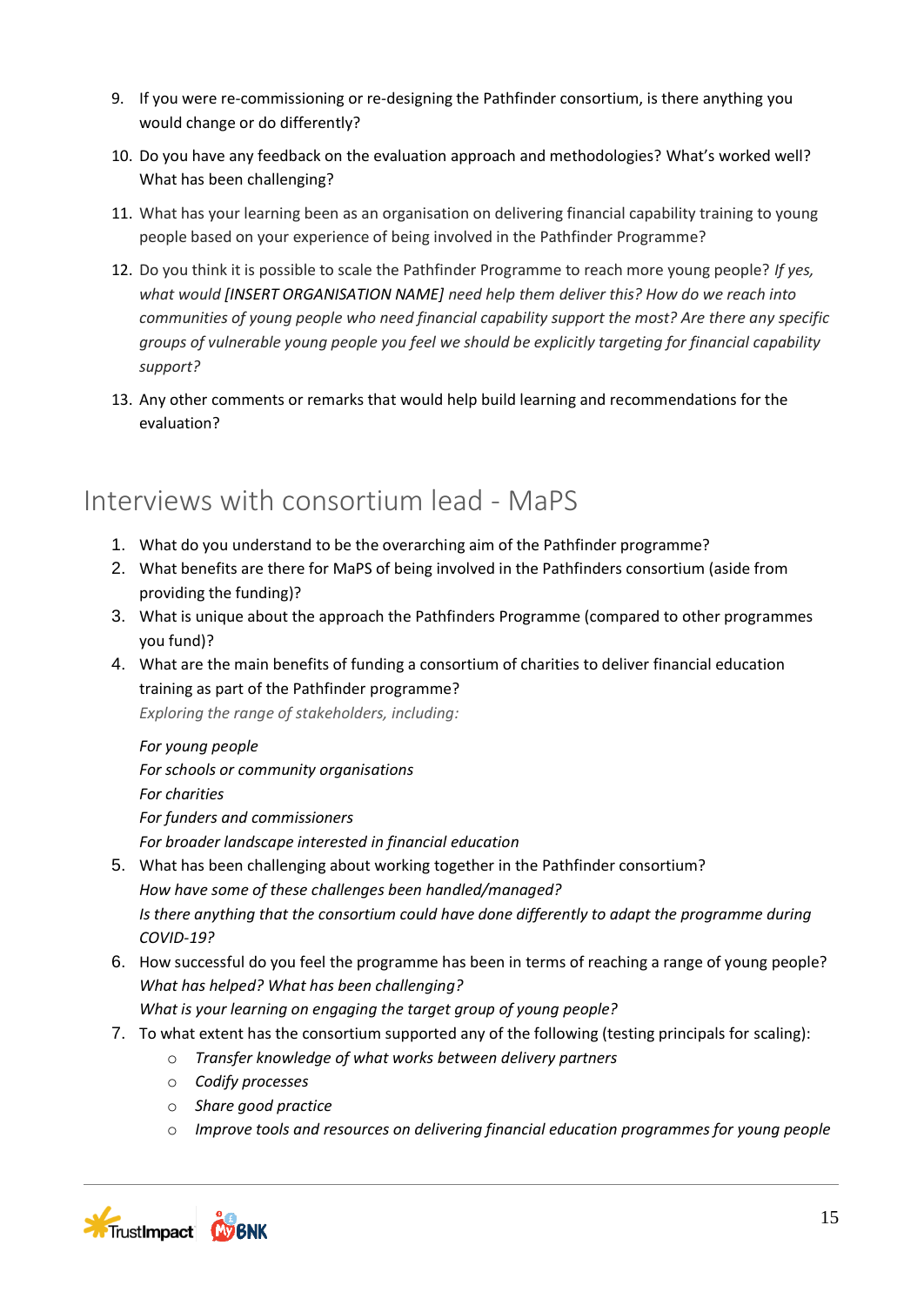9. If you were re-commissioning or re-designing the Pathfinder consortium, is there anything you would change or do differently?
10. Do you have any feedback on the evaluation approach and methodologies? What's worked well? What has been challenging?
11. What has your learning been as an organisation on delivering financial capability training to young people based on your experience of being involved in the Pathfinder Programme?
12. Do you think it is possible to scale the Pathfinder Programme to reach more young people? *If yes, what would [INSERT ORGANISATION NAME] need help them deliver this? How do we reach into communities of young people who need financial capability support the most? Are there any specific groups of vulnerable young people you feel we should be explicitly targeting for financial capability support?*
13. Any other comments or remarks that would help build learning and recommendations for the evaluation?

## Interviews with consortium lead - MaPS

1. What do you understand to be the overarching aim of the Pathfinder programme?
2. What benefits are there for MaPS of being involved in the Pathfinders consortium (aside from providing the funding)?
3. What is unique about the approach the Pathfinders Programme (compared to other programmes you fund)?
4. What are the main benefits of funding a consortium of charities to deliver financial education training as part of the Pathfinder programme?
   *Exploring the range of stakeholders, including:*

   *For young people*
   *For schools or community organisations*
   *For charities*
   *For funders and commissioners*
   *For broader landscape interested in financial education*
5. What has been challenging about working together in the Pathfinder consortium?
   *How have some of these challenges been handled/managed?*
   *Is there anything that the consortium could have done differently to adapt the programme during COVID-19?*
6. How successful do you feel the programme has been in terms of reaching a range of young people?
   *What has helped? What has been challenging?*
   *What is your learning on engaging the target group of young people?*
7. To what extent has the consortium supported any of the following (testing principals for scaling):
   - *Transfer knowledge of what works between delivery partners*
   - *Codify processes*
   - *Share good practice*
   - *Improve tools and resources on delivering financial education programmes for young people*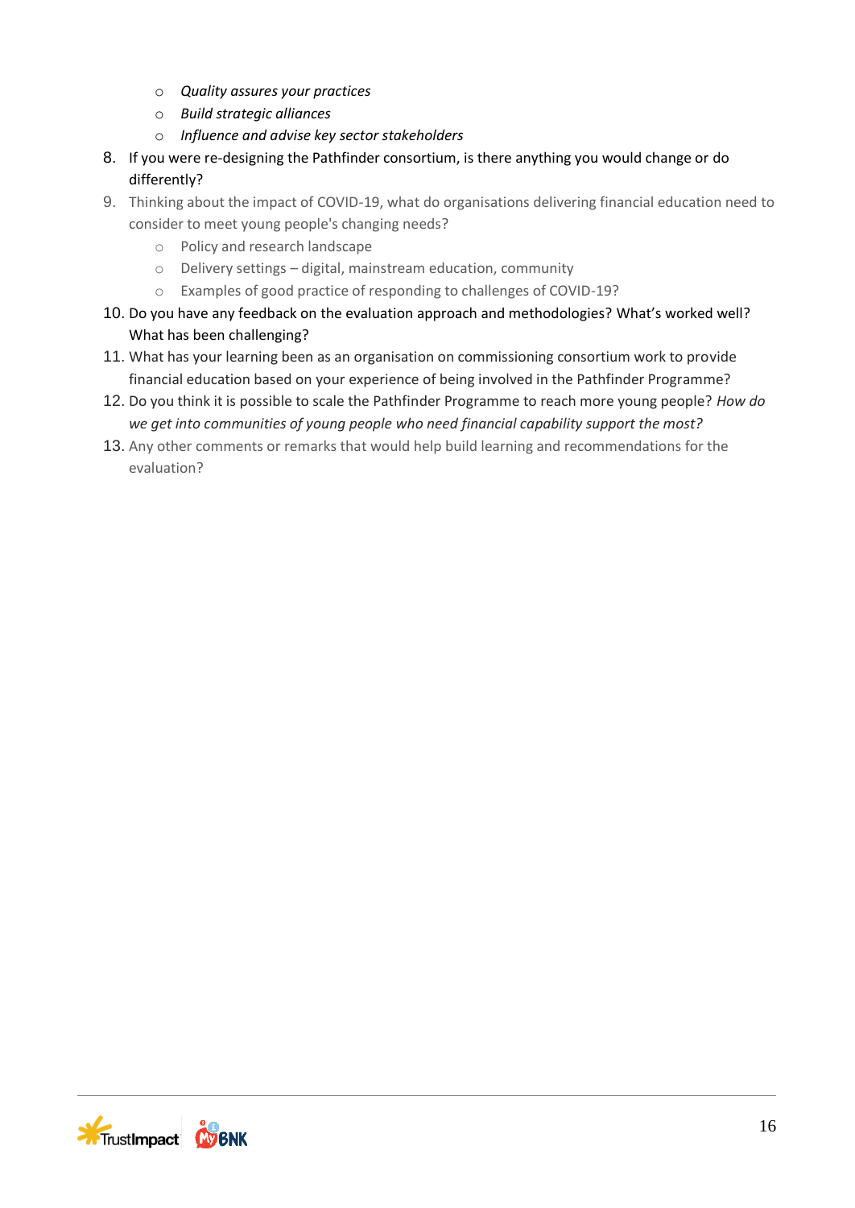- *Quality assures your practices*
- *Build strategic alliances*
- *Influence and advise key sector stakeholders*

8. If you were re-designing the Pathfinder consortium, is there anything you would change or do differently?
9. Thinking about the impact of COVID-19, what do organisations delivering financial education need to consider to meet young people's changing needs?
    - Policy and research landscape
    - Delivery settings – digital, mainstream education, community
    - Examples of good practice of responding to challenges of COVID-19?
10. Do you have any feedback on the evaluation approach and methodologies? What's worked well? What has been challenging?
11. What has your learning been as an organisation on commissioning consortium work to provide financial education based on your experience of being involved in the Pathfinder Programme?
12. Do you think it is possible to scale the Pathfinder Programme to reach more young people? *How do we get into communities of young people who need financial capability support the most?*
13. Any other comments or remarks that would help build learning and recommendations for the evaluation?